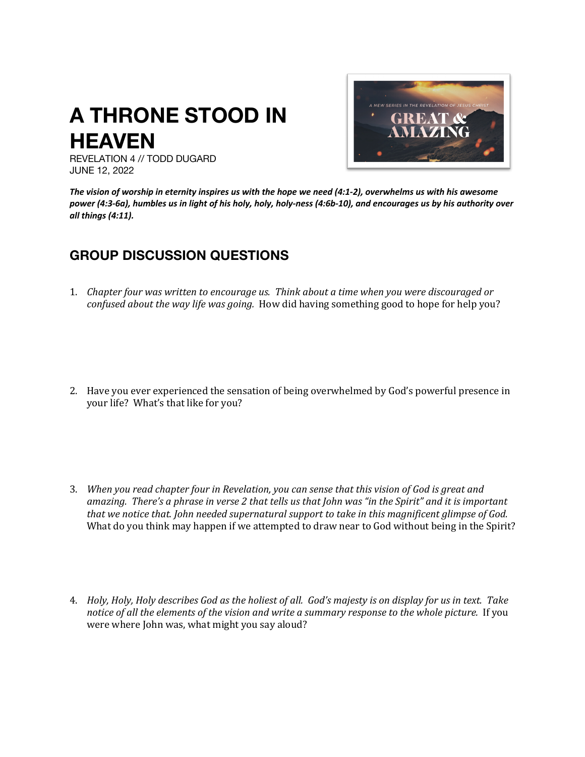# A THRONE STOOD IN HEAVEN

REVELATION 4 // TODD DUGARD
JUNE 12, 2022

***The vision of worship in eternity inspires us with the hope we need (4:1-2), overwhelms us with his awesome power (4:3-6a), humbles us in light of his holy, holy, holy-ness (4:6b-10), and encourages us by his authority over all things (4:11).***

## GROUP DISCUSSION QUESTIONS

1. *Chapter four was written to encourage us. Think about a time when you were discouraged or confused about the way life was going.* How did having something good to hope for help you?

2. Have you ever experienced the sensation of being overwhelmed by God's powerful presence in your life? What's that like for you?

3. *When you read chapter four in Revelation, you can sense that this vision of God is great and amazing. There's a phrase in verse 2 that tells us that John was "in the Spirit" and it is important that we notice that. John needed supernatural support to take in this magnificent glimpse of God.* What do you think may happen if we attempted to draw near to God without being in the Spirit?

4. *Holy, Holy, Holy describes God as the holiest of all. God's majesty is on display for us in text. Take notice of all the elements of the vision and write a summary response to the whole picture.* If you were where John was, what might you say aloud?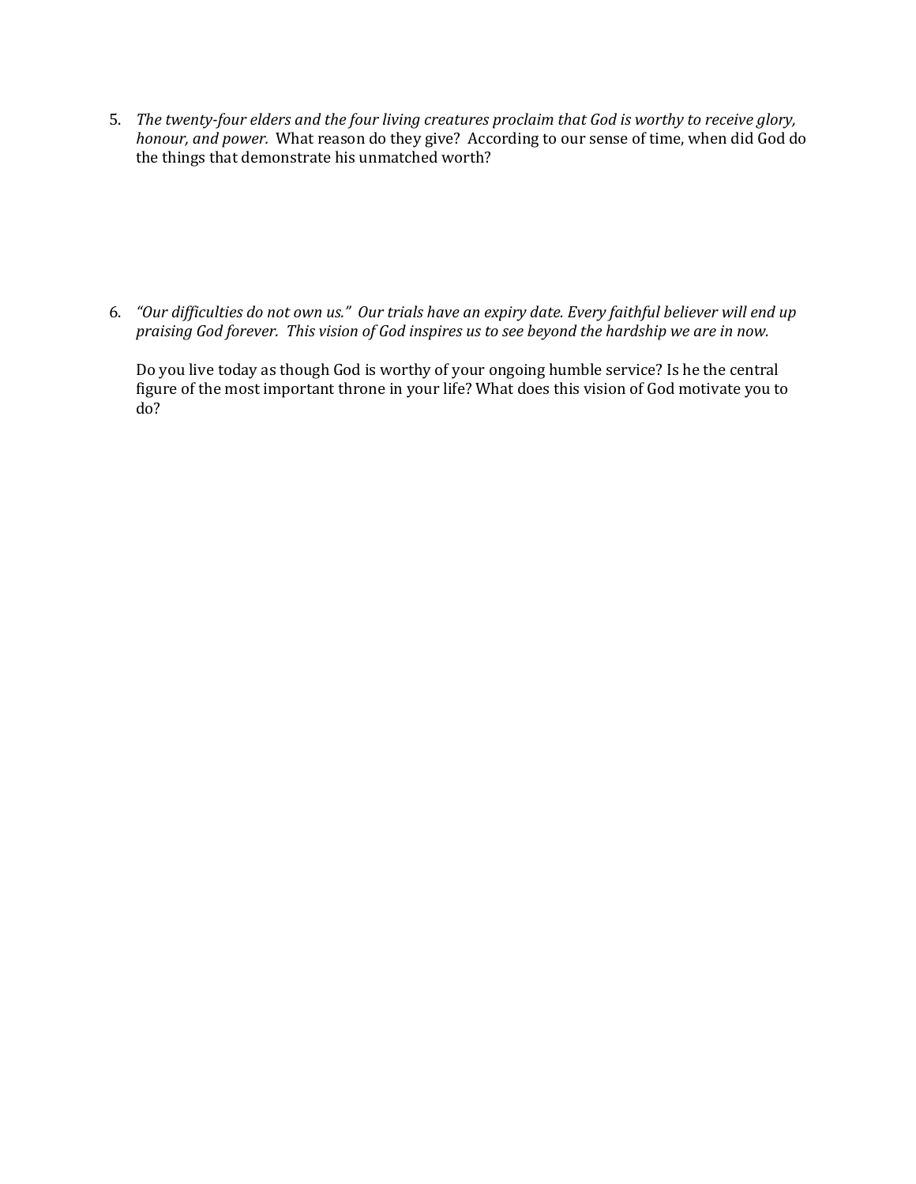5. *The twenty-four elders and the four living creatures proclaim that God is worthy to receive glory, honour, and power.* What reason do they give? According to our sense of time, when did God do the things that demonstrate his unmatched worth?

6. *"Our difficulties do not own us." Our trials have an expiry date. Every faithful believer will end up praising God forever. This vision of God inspires us to see beyond the hardship we are in now.*

   Do you live today as though God is worthy of your ongoing humble service? Is he the central figure of the most important throne in your life? What does this vision of God motivate you to do?